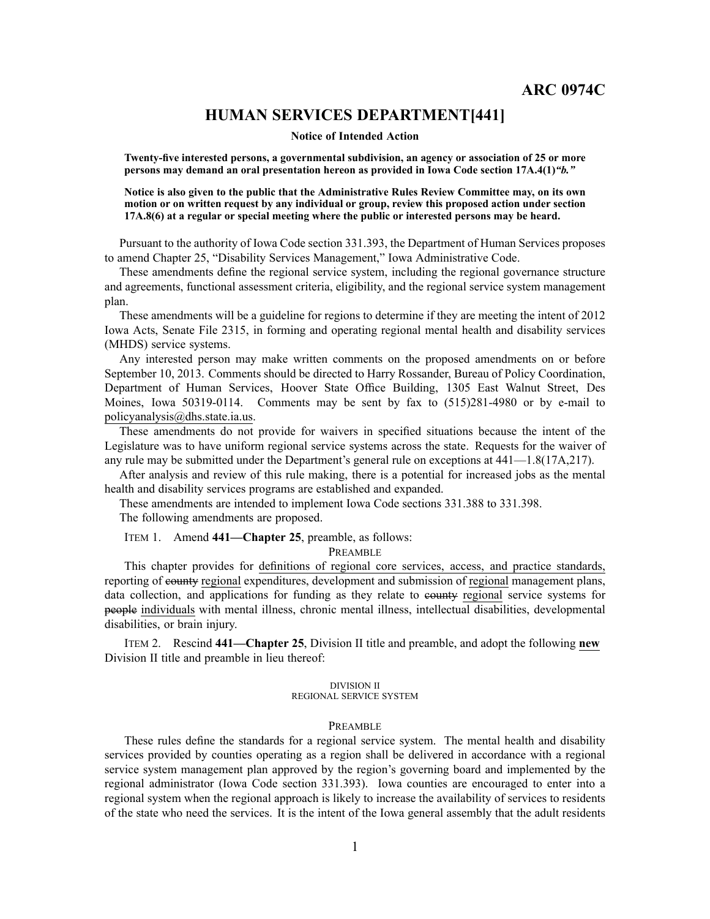# ARC 0974C

## HUMAN SERVICES DEPARTMENT[441]

**Notice of Intended Action**

**Twenty-five interested persons, a governmental subdivision, an agency or association of 25 or more persons may demand an oral presentation hereon as provided in Iowa Code section 17A.4(1)*"b."***

**Notice is also given to the public that the Administrative Rules Review Committee may, on its own motion or on written request by any individual or group, review this proposed action under section 17A.8(6) at a regular or special meeting where the public or interested persons may be heard.**

Pursuant to the authority of Iowa Code section 331.393, the Department of Human Services proposes to amend Chapter 25, "Disability Services Management," Iowa Administrative Code.

These amendments define the regional service system, including the regional governance structure and agreements, functional assessment criteria, eligibility, and the regional service system management plan.

These amendments will be a guideline for regions to determine if they are meeting the intent of 2012 Iowa Acts, Senate File 2315, in forming and operating regional mental health and disability services (MHDS) service systems.

Any interested person may make written comments on the proposed amendments on or before September 10, 2013. Comments should be directed to Harry Rossander, Bureau of Policy Coordination, Department of Human Services, Hoover State Office Building, 1305 East Walnut Street, Des Moines, Iowa 50319-0114. Comments may be sent by fax to (515)281-4980 or by e-mail to policyanalysis@dhs.state.ia.us.

These amendments do not provide for waivers in specified situations because the intent of the Legislature was to have uniform regional service systems across the state. Requests for the waiver of any rule may be submitted under the Department's general rule on exceptions at 441—1.8(17A,217).

After analysis and review of this rule making, there is a potential for increased jobs as the mental health and disability services programs are established and expanded.

These amendments are intended to implement Iowa Code sections 331.388 to 331.398.

The following amendments are proposed.

ITEM 1. Amend **441—Chapter 25**, preamble, as follows:

PREAMBLE

This chapter provides for <u>definitions of regional core services, access, and practice standards,</u> reporting of ~~county~~ <u>regional</u> expenditures, development and submission of <u>regional</u> management plans, data collection, and applications for funding as they relate to ~~county~~ <u>regional</u> service systems for ~~people~~ <u>individuals</u> with mental illness, chronic mental illness, intellectual disabilities, developmental disabilities, or brain injury.

ITEM 2. Rescind **441—Chapter 25**, Division II title and preamble, and adopt the following **new** Division II title and preamble in lieu thereof:

DIVISION II
REGIONAL SERVICE SYSTEM

PREAMBLE

These rules define the standards for a regional service system. The mental health and disability services provided by counties operating as a region shall be delivered in accordance with a regional service system management plan approved by the region's governing board and implemented by the regional administrator (Iowa Code section 331.393). Iowa counties are encouraged to enter into a regional system when the regional approach is likely to increase the availability of services to residents of the state who need the services. It is the intent of the Iowa general assembly that the adult residents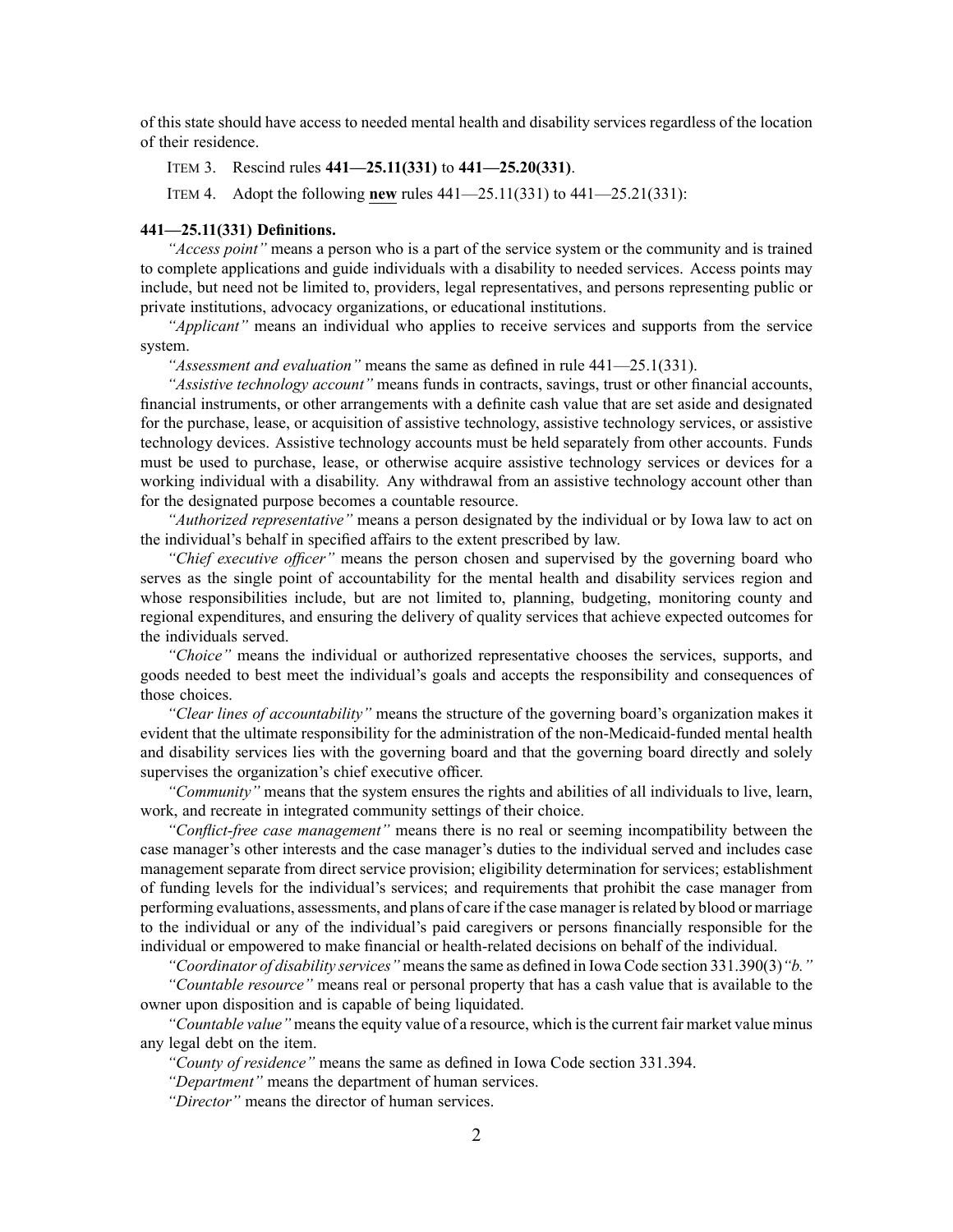of this state should have access to needed mental health and disability services regardless of the location of their residence.

ITEM 3. Rescind rules **441—25.11(331)** to **441—25.20(331)**.

ITEM 4. Adopt the following **new** rules 441—25.11(331) to 441—25.21(331):

**441—25.11(331) Definitions.**

*"Access point"* means a person who is a part of the service system or the community and is trained to complete applications and guide individuals with a disability to needed services. Access points may include, but need not be limited to, providers, legal representatives, and persons representing public or private institutions, advocacy organizations, or educational institutions.

*"Applicant"* means an individual who applies to receive services and supports from the service system.

*"Assessment and evaluation"* means the same as defined in rule 441—25.1(331).

*"Assistive technology account"* means funds in contracts, savings, trust or other financial accounts, financial instruments, or other arrangements with a definite cash value that are set aside and designated for the purchase, lease, or acquisition of assistive technology, assistive technology services, or assistive technology devices. Assistive technology accounts must be held separately from other accounts. Funds must be used to purchase, lease, or otherwise acquire assistive technology services or devices for a working individual with a disability. Any withdrawal from an assistive technology account other than for the designated purpose becomes a countable resource.

*"Authorized representative"* means a person designated by the individual or by Iowa law to act on the individual's behalf in specified affairs to the extent prescribed by law.

*"Chief executive officer"* means the person chosen and supervised by the governing board who serves as the single point of accountability for the mental health and disability services region and whose responsibilities include, but are not limited to, planning, budgeting, monitoring county and regional expenditures, and ensuring the delivery of quality services that achieve expected outcomes for the individuals served.

*"Choice"* means the individual or authorized representative chooses the services, supports, and goods needed to best meet the individual's goals and accepts the responsibility and consequences of those choices.

*"Clear lines of accountability"* means the structure of the governing board's organization makes it evident that the ultimate responsibility for the administration of the non-Medicaid-funded mental health and disability services lies with the governing board and that the governing board directly and solely supervises the organization's chief executive officer.

*"Community"* means that the system ensures the rights and abilities of all individuals to live, learn, work, and recreate in integrated community settings of their choice.

*"Conflict-free case management"* means there is no real or seeming incompatibility between the case manager's other interests and the case manager's duties to the individual served and includes case management separate from direct service provision; eligibility determination for services; establishment of funding levels for the individual's services; and requirements that prohibit the case manager from performing evaluations, assessments, and plans of care if the case manager is related by blood or marriage to the individual or any of the individual's paid caregivers or persons financially responsible for the individual or empowered to make financial or health-related decisions on behalf of the individual.

*"Coordinator of disability services"* means the same as defined in Iowa Code section 331.390(3)*"b."*

*"Countable resource"* means real or personal property that has a cash value that is available to the owner upon disposition and is capable of being liquidated.

*"Countable value"* means the equity value of a resource, which is the current fair market value minus any legal debt on the item.

*"County of residence"* means the same as defined in Iowa Code section 331.394.

*"Department"* means the department of human services.

*"Director"* means the director of human services.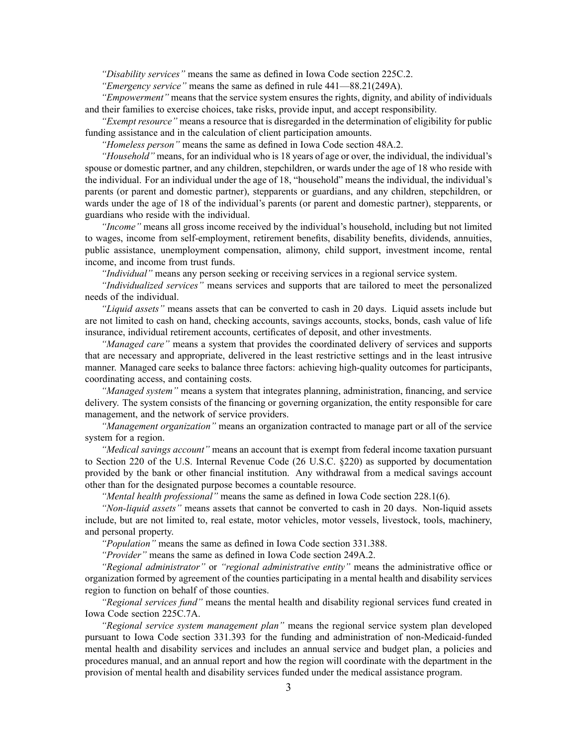*"Disability services"* means the same as defined in Iowa Code section 225C.2.

*"Emergency service"* means the same as defined in rule 441—88.21(249A).

*"Empowerment"* means that the service system ensures the rights, dignity, and ability of individuals and their families to exercise choices, take risks, provide input, and accept responsibility.

*"Exempt resource"* means a resource that is disregarded in the determination of eligibility for public funding assistance and in the calculation of client participation amounts.

*"Homeless person"* means the same as defined in Iowa Code section 48A.2.

*"Household"* means, for an individual who is 18 years of age or over, the individual, the individual's spouse or domestic partner, and any children, stepchildren, or wards under the age of 18 who reside with the individual. For an individual under the age of 18, "household" means the individual, the individual's parents (or parent and domestic partner), stepparents or guardians, and any children, stepchildren, or wards under the age of 18 of the individual's parents (or parent and domestic partner), stepparents, or guardians who reside with the individual.

*"Income"* means all gross income received by the individual's household, including but not limited to wages, income from self-employment, retirement benefits, disability benefits, dividends, annuities, public assistance, unemployment compensation, alimony, child support, investment income, rental income, and income from trust funds.

*"Individual"* means any person seeking or receiving services in a regional service system.

*"Individualized services"* means services and supports that are tailored to meet the personalized needs of the individual.

*"Liquid assets"* means assets that can be converted to cash in 20 days. Liquid assets include but are not limited to cash on hand, checking accounts, savings accounts, stocks, bonds, cash value of life insurance, individual retirement accounts, certificates of deposit, and other investments.

*"Managed care"* means a system that provides the coordinated delivery of services and supports that are necessary and appropriate, delivered in the least restrictive settings and in the least intrusive manner. Managed care seeks to balance three factors: achieving high-quality outcomes for participants, coordinating access, and containing costs.

*"Managed system"* means a system that integrates planning, administration, financing, and service delivery. The system consists of the financing or governing organization, the entity responsible for care management, and the network of service providers.

*"Management organization"* means an organization contracted to manage part or all of the service system for a region.

*"Medical savings account"* means an account that is exempt from federal income taxation pursuant to Section 220 of the U.S. Internal Revenue Code (26 U.S.C. §220) as supported by documentation provided by the bank or other financial institution. Any withdrawal from a medical savings account other than for the designated purpose becomes a countable resource.

*"Mental health professional"* means the same as defined in Iowa Code section 228.1(6).

*"Non-liquid assets"* means assets that cannot be converted to cash in 20 days. Non-liquid assets include, but are not limited to, real estate, motor vehicles, motor vessels, livestock, tools, machinery, and personal property.

*"Population"* means the same as defined in Iowa Code section 331.388.

*"Provider"* means the same as defined in Iowa Code section 249A.2.

*"Regional administrator"* or *"regional administrative entity"* means the administrative office or organization formed by agreement of the counties participating in a mental health and disability services region to function on behalf of those counties.

*"Regional services fund"* means the mental health and disability regional services fund created in Iowa Code section 225C.7A.

*"Regional service system management plan"* means the regional service system plan developed pursuant to Iowa Code section 331.393 for the funding and administration of non-Medicaid-funded mental health and disability services and includes an annual service and budget plan, a policies and procedures manual, and an annual report and how the region will coordinate with the department in the provision of mental health and disability services funded under the medical assistance program.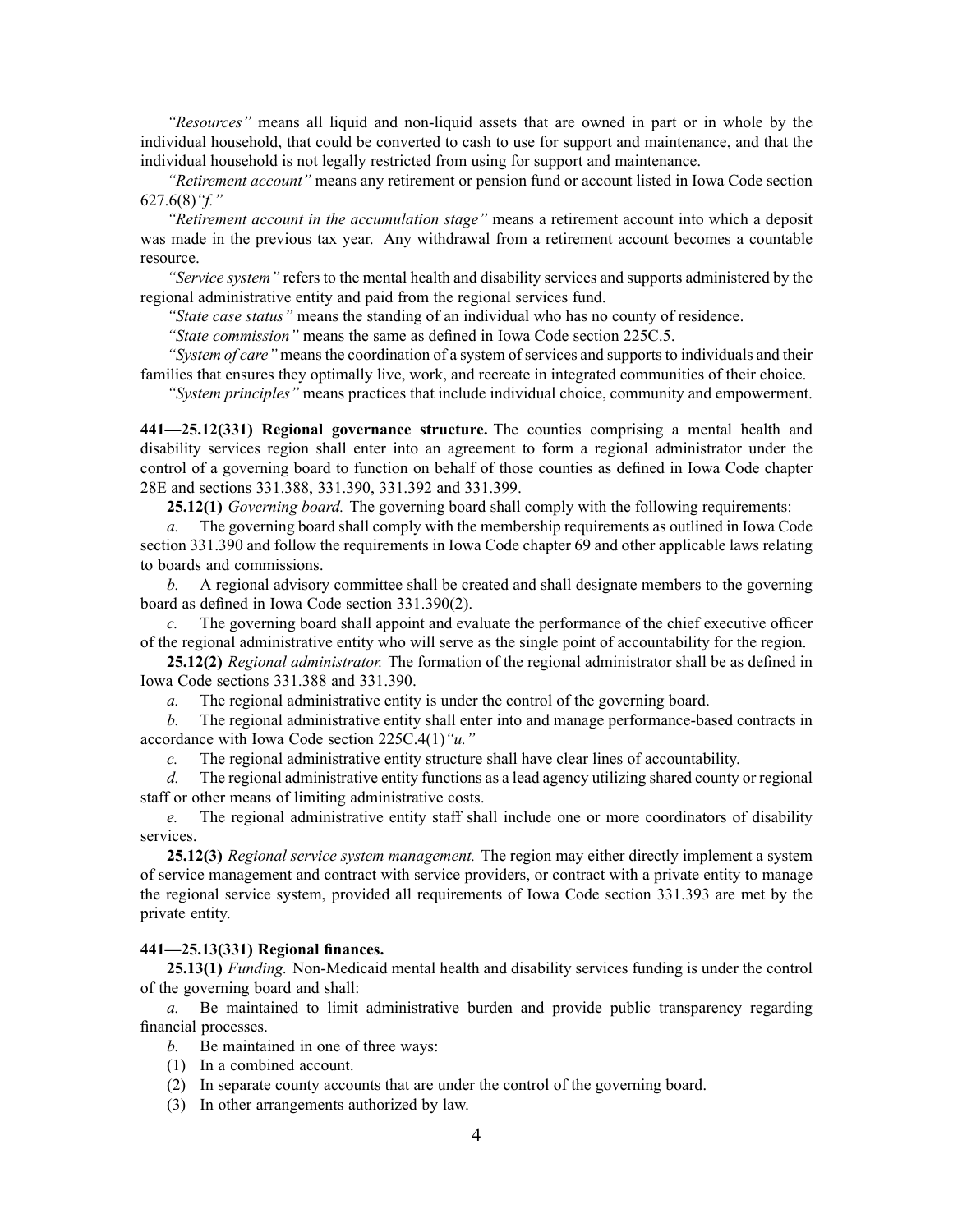*"Resources"* means all liquid and non-liquid assets that are owned in part or in whole by the individual household, that could be converted to cash to use for support and maintenance, and that the individual household is not legally restricted from using for support and maintenance.

*"Retirement account"* means any retirement or pension fund or account listed in Iowa Code section 627.6(8)*"f."*

*"Retirement account in the accumulation stage"* means a retirement account into which a deposit was made in the previous tax year. Any withdrawal from a retirement account becomes a countable resource.

*"Service system"* refers to the mental health and disability services and supports administered by the regional administrative entity and paid from the regional services fund.

*"State case status"* means the standing of an individual who has no county of residence.

*"State commission"* means the same as defined in Iowa Code section 225C.5.

*"System of care"* means the coordination of a system of services and supports to individuals and their families that ensures they optimally live, work, and recreate in integrated communities of their choice.

*"System principles"* means practices that include individual choice, community and empowerment.

**441—25.12(331) Regional governance structure.** The counties comprising a mental health and disability services region shall enter into an agreement to form a regional administrator under the control of a governing board to function on behalf of those counties as defined in Iowa Code chapter 28E and sections 331.388, 331.390, 331.392 and 331.399.

**25.12(1)** *Governing board.* The governing board shall comply with the following requirements:

*a.* The governing board shall comply with the membership requirements as outlined in Iowa Code section 331.390 and follow the requirements in Iowa Code chapter 69 and other applicable laws relating to boards and commissions.

*b.* A regional advisory committee shall be created and shall designate members to the governing board as defined in Iowa Code section 331.390(2).

*c.* The governing board shall appoint and evaluate the performance of the chief executive officer of the regional administrative entity who will serve as the single point of accountability for the region.

**25.12(2)** *Regional administrator.* The formation of the regional administrator shall be as defined in Iowa Code sections 331.388 and 331.390.

*a.* The regional administrative entity is under the control of the governing board.

*b.* The regional administrative entity shall enter into and manage performance-based contracts in accordance with Iowa Code section 225C.4(1)*"u."*

*c.* The regional administrative entity structure shall have clear lines of accountability.

*d.* The regional administrative entity functions as a lead agency utilizing shared county or regional staff or other means of limiting administrative costs.

*e.* The regional administrative entity staff shall include one or more coordinators of disability services.

**25.12(3)** *Regional service system management.* The region may either directly implement a system of service management and contract with service providers, or contract with a private entity to manage the regional service system, provided all requirements of Iowa Code section 331.393 are met by the private entity.

**441—25.13(331) Regional finances.**

**25.13(1)** *Funding.* Non-Medicaid mental health and disability services funding is under the control of the governing board and shall:

*a.* Be maintained to limit administrative burden and provide public transparency regarding financial processes.

*b.* Be maintained in one of three ways:

(1) In a combined account.

(2) In separate county accounts that are under the control of the governing board.

(3) In other arrangements authorized by law.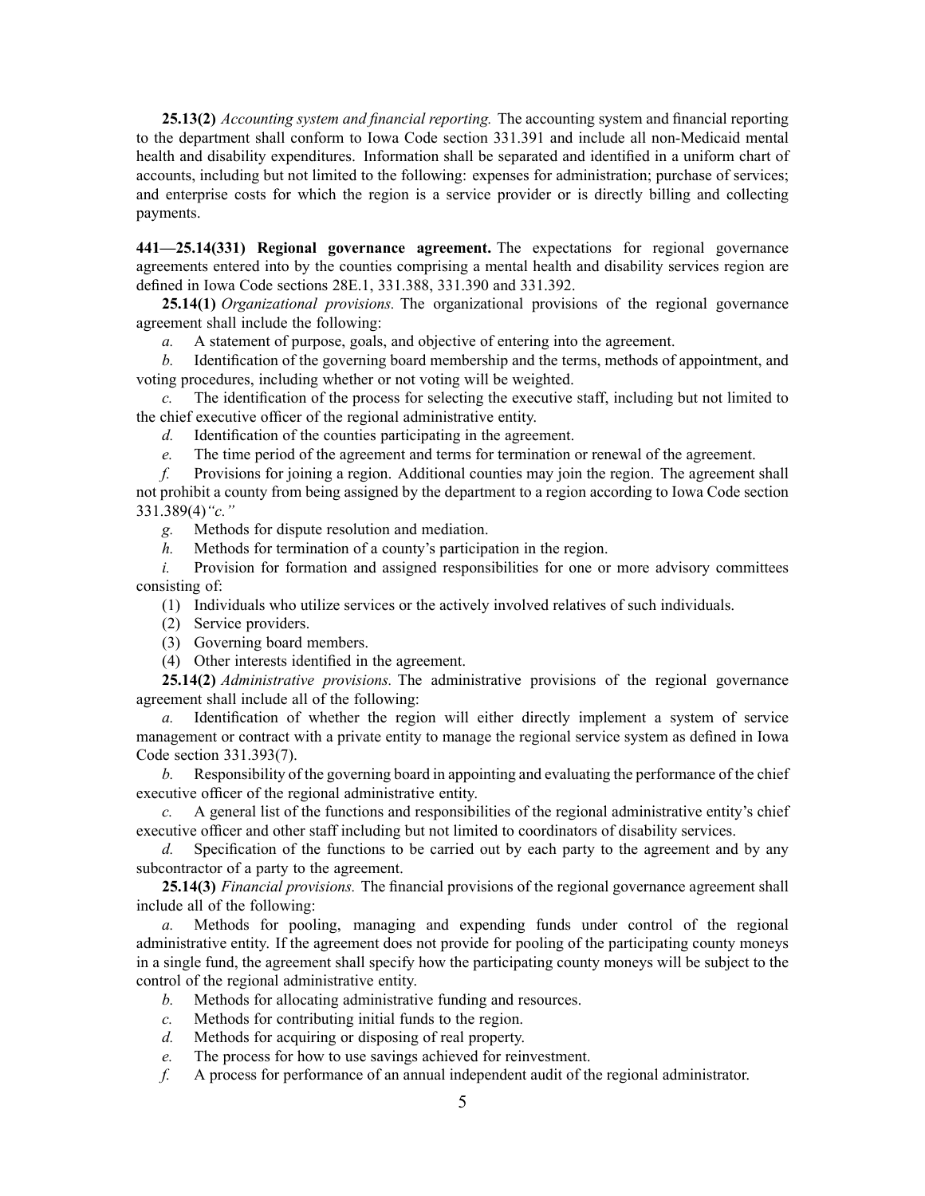**25.13(2)** *Accounting system and financial reporting.* The accounting system and financial reporting to the department shall conform to Iowa Code section 331.391 and include all non-Medicaid mental health and disability expenditures. Information shall be separated and identified in a uniform chart of accounts, including but not limited to the following: expenses for administration; purchase of services; and enterprise costs for which the region is a service provider or is directly billing and collecting payments.

**441—25.14(331) Regional governance agreement.** The expectations for regional governance agreements entered into by the counties comprising a mental health and disability services region are defined in Iowa Code sections 28E.1, 331.388, 331.390 and 331.392.

**25.14(1)** *Organizational provisions.* The organizational provisions of the regional governance agreement shall include the following:

*a.* A statement of purpose, goals, and objective of entering into the agreement.

*b.* Identification of the governing board membership and the terms, methods of appointment, and voting procedures, including whether or not voting will be weighted.

*c.* The identification of the process for selecting the executive staff, including but not limited to the chief executive officer of the regional administrative entity.

*d.* Identification of the counties participating in the agreement.

*e.* The time period of the agreement and terms for termination or renewal of the agreement.

*f.* Provisions for joining a region. Additional counties may join the region. The agreement shall not prohibit a county from being assigned by the department to a region according to Iowa Code section 331.389(4)*"c."*

*g.* Methods for dispute resolution and mediation.

*h.* Methods for termination of a county's participation in the region.

*i.* Provision for formation and assigned responsibilities for one or more advisory committees consisting of:

(1) Individuals who utilize services or the actively involved relatives of such individuals.

(2) Service providers.

(3) Governing board members.

(4) Other interests identified in the agreement.

**25.14(2)** *Administrative provisions.* The administrative provisions of the regional governance agreement shall include all of the following:

*a.* Identification of whether the region will either directly implement a system of service management or contract with a private entity to manage the regional service system as defined in Iowa Code section 331.393(7).

*b.* Responsibility of the governing board in appointing and evaluating the performance of the chief executive officer of the regional administrative entity.

*c.* A general list of the functions and responsibilities of the regional administrative entity's chief executive officer and other staff including but not limited to coordinators of disability services.

*d.* Specification of the functions to be carried out by each party to the agreement and by any subcontractor of a party to the agreement.

**25.14(3)** *Financial provisions.* The financial provisions of the regional governance agreement shall include all of the following:

*a.* Methods for pooling, managing and expending funds under control of the regional administrative entity. If the agreement does not provide for pooling of the participating county moneys in a single fund, the agreement shall specify how the participating county moneys will be subject to the control of the regional administrative entity.

*b.* Methods for allocating administrative funding and resources.

*c.* Methods for contributing initial funds to the region.

*d.* Methods for acquiring or disposing of real property.

*e.* The process for how to use savings achieved for reinvestment.

*f.* A process for performance of an annual independent audit of the regional administrator.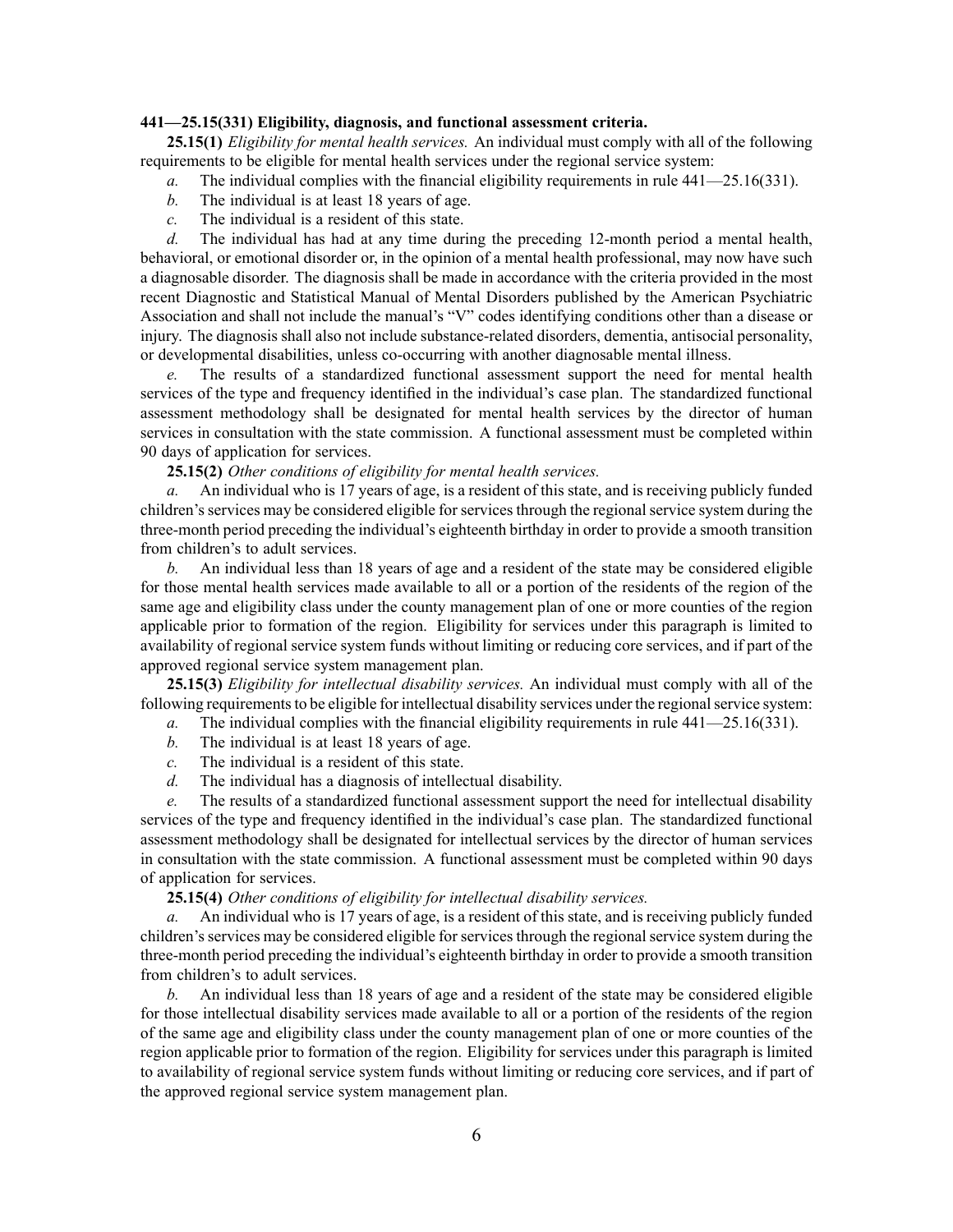**441—25.15(331) Eligibility, diagnosis, and functional assessment criteria.**

**25.15(1)** *Eligibility for mental health services.* An individual must comply with all of the following requirements to be eligible for mental health services under the regional service system:

*a.* The individual complies with the financial eligibility requirements in rule 441—25.16(331).

*b.* The individual is at least 18 years of age.

*c.* The individual is a resident of this state.

*d.* The individual has had at any time during the preceding 12-month period a mental health, behavioral, or emotional disorder or, in the opinion of a mental health professional, may now have such a diagnosable disorder. The diagnosis shall be made in accordance with the criteria provided in the most recent Diagnostic and Statistical Manual of Mental Disorders published by the American Psychiatric Association and shall not include the manual's "V" codes identifying conditions other than a disease or injury. The diagnosis shall also not include substance-related disorders, dementia, antisocial personality, or developmental disabilities, unless co-occurring with another diagnosable mental illness.

*e.* The results of a standardized functional assessment support the need for mental health services of the type and frequency identified in the individual's case plan. The standardized functional assessment methodology shall be designated for mental health services by the director of human services in consultation with the state commission. A functional assessment must be completed within 90 days of application for services.

**25.15(2)** *Other conditions of eligibility for mental health services.*

*a.* An individual who is 17 years of age, is a resident of this state, and is receiving publicly funded children's services may be considered eligible for services through the regional service system during the three-month period preceding the individual's eighteenth birthday in order to provide a smooth transition from children's to adult services.

*b.* An individual less than 18 years of age and a resident of the state may be considered eligible for those mental health services made available to all or a portion of the residents of the region of the same age and eligibility class under the county management plan of one or more counties of the region applicable prior to formation of the region. Eligibility for services under this paragraph is limited to availability of regional service system funds without limiting or reducing core services, and if part of the approved regional service system management plan.

**25.15(3)** *Eligibility for intellectual disability services.* An individual must comply with all of the following requirements to be eligible for intellectual disability services under the regional service system:

*a.* The individual complies with the financial eligibility requirements in rule 441—25.16(331).

*b.* The individual is at least 18 years of age.

*c.* The individual is a resident of this state.

*d.* The individual has a diagnosis of intellectual disability.

*e.* The results of a standardized functional assessment support the need for intellectual disability services of the type and frequency identified in the individual's case plan. The standardized functional assessment methodology shall be designated for intellectual services by the director of human services in consultation with the state commission. A functional assessment must be completed within 90 days of application for services.

**25.15(4)** *Other conditions of eligibility for intellectual disability services.*

*a.* An individual who is 17 years of age, is a resident of this state, and is receiving publicly funded children's services may be considered eligible for services through the regional service system during the three-month period preceding the individual's eighteenth birthday in order to provide a smooth transition from children's to adult services.

*b.* An individual less than 18 years of age and a resident of the state may be considered eligible for those intellectual disability services made available to all or a portion of the residents of the region of the same age and eligibility class under the county management plan of one or more counties of the region applicable prior to formation of the region. Eligibility for services under this paragraph is limited to availability of regional service system funds without limiting or reducing core services, and if part of the approved regional service system management plan.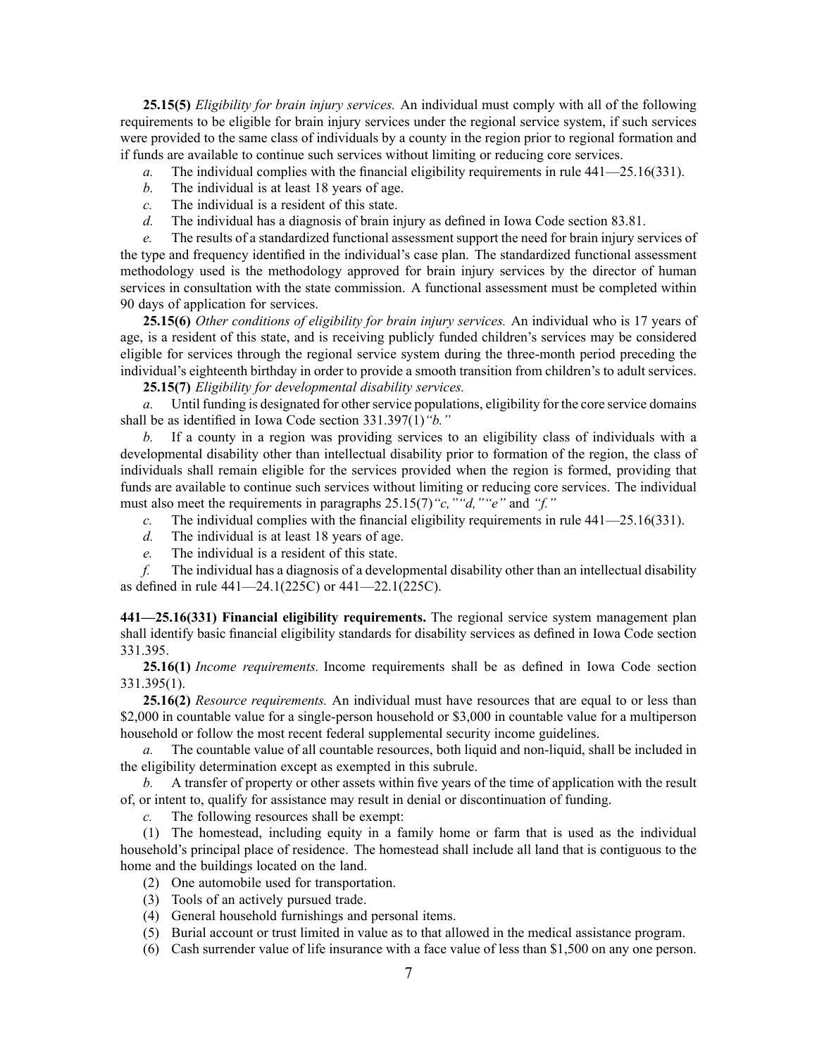**25.15(5)** *Eligibility for brain injury services.* An individual must comply with all of the following requirements to be eligible for brain injury services under the regional service system, if such services were provided to the same class of individuals by a county in the region prior to regional formation and if funds are available to continue such services without limiting or reducing core services.

*a.* The individual complies with the financial eligibility requirements in rule 441—25.16(331).

*b.* The individual is at least 18 years of age.

*c.* The individual is a resident of this state.

*d.* The individual has a diagnosis of brain injury as defined in Iowa Code section 83.81.

*e.* The results of a standardized functional assessment support the need for brain injury services of the type and frequency identified in the individual's case plan. The standardized functional assessment methodology used is the methodology approved for brain injury services by the director of human services in consultation with the state commission. A functional assessment must be completed within 90 days of application for services.

**25.15(6)** *Other conditions of eligibility for brain injury services.* An individual who is 17 years of age, is a resident of this state, and is receiving publicly funded children's services may be considered eligible for services through the regional service system during the three-month period preceding the individual's eighteenth birthday in order to provide a smooth transition from children's to adult services.

**25.15(7)** *Eligibility for developmental disability services.*

*a.* Until funding is designated for other service populations, eligibility for the core service domains shall be as identified in Iowa Code section 331.397(1)*"b."*

*b.* If a county in a region was providing services to an eligibility class of individuals with a developmental disability other than intellectual disability prior to formation of the region, the class of individuals shall remain eligible for the services provided when the region is formed, providing that funds are available to continue such services without limiting or reducing core services. The individual must also meet the requirements in paragraphs 25.15(7)*"c," "d," "e"* and *"f."*

*c.* The individual complies with the financial eligibility requirements in rule 441—25.16(331).

*d.* The individual is at least 18 years of age.

*e.* The individual is a resident of this state.

*f.* The individual has a diagnosis of a developmental disability other than an intellectual disability as defined in rule 441—24.1(225C) or 441—22.1(225C).

**441—25.16(331) Financial eligibility requirements.** The regional service system management plan shall identify basic financial eligibility standards for disability services as defined in Iowa Code section 331.395.

**25.16(1)** *Income requirements.* Income requirements shall be as defined in Iowa Code section 331.395(1).

**25.16(2)** *Resource requirements.* An individual must have resources that are equal to or less than \$2,000 in countable value for a single-person household or \$3,000 in countable value for a multiperson household or follow the most recent federal supplemental security income guidelines.

*a.* The countable value of all countable resources, both liquid and non-liquid, shall be included in the eligibility determination except as exempted in this subrule.

*b.* A transfer of property or other assets within five years of the time of application with the result of, or intent to, qualify for assistance may result in denial or discontinuation of funding.

*c.* The following resources shall be exempt:

(1) The homestead, including equity in a family home or farm that is used as the individual household's principal place of residence. The homestead shall include all land that is contiguous to the home and the buildings located on the land.

(2) One automobile used for transportation.

(3) Tools of an actively pursued trade.

(4) General household furnishings and personal items.

(5) Burial account or trust limited in value as to that allowed in the medical assistance program.

(6) Cash surrender value of life insurance with a face value of less than \$1,500 on any one person.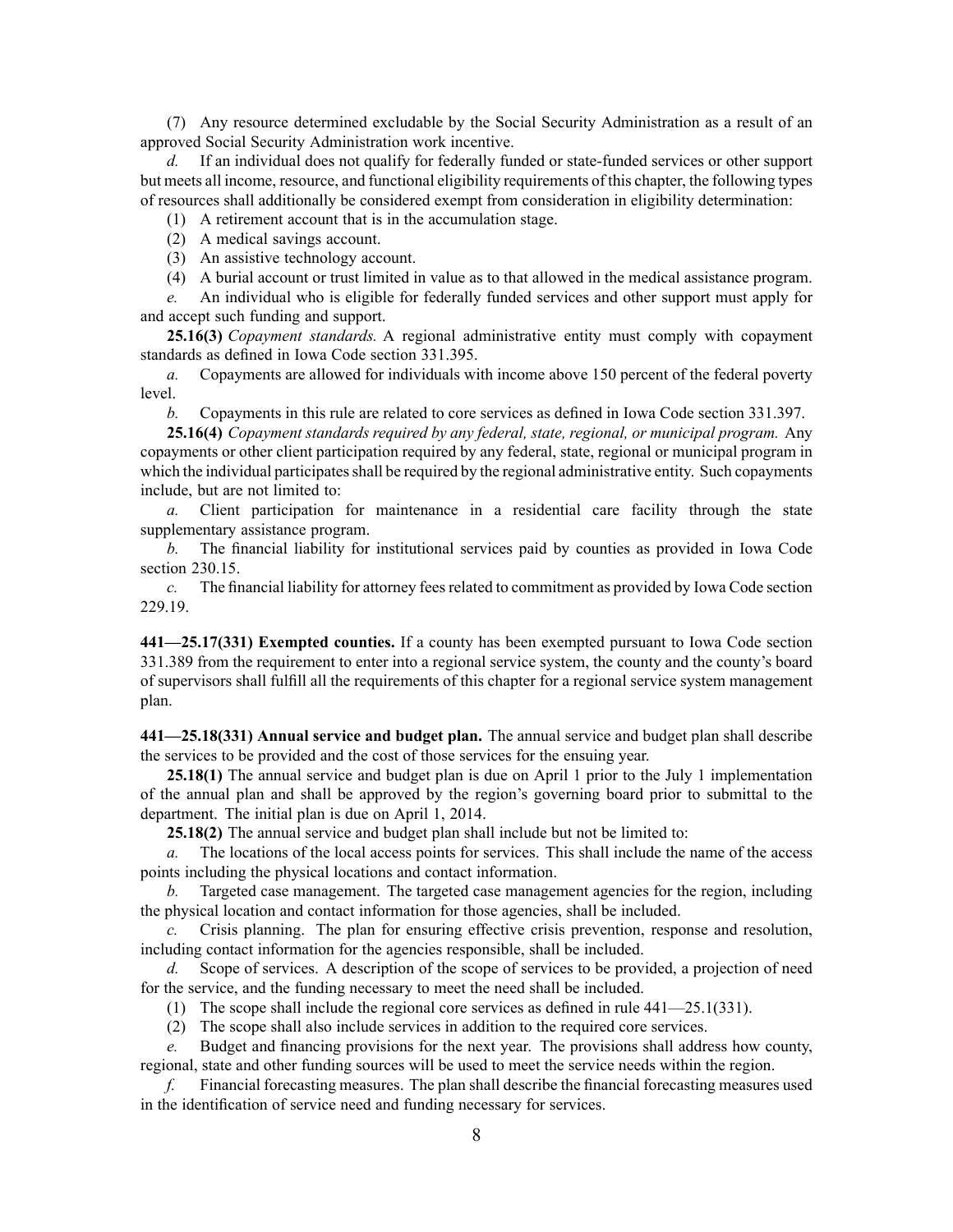(7) Any resource determined excludable by the Social Security Administration as a result of an approved Social Security Administration work incentive.

*d.* If an individual does not qualify for federally funded or state-funded services or other support but meets all income, resource, and functional eligibility requirements of this chapter, the following types of resources shall additionally be considered exempt from consideration in eligibility determination:

(1) A retirement account that is in the accumulation stage.

(2) A medical savings account.

(3) An assistive technology account.

(4) A burial account or trust limited in value as to that allowed in the medical assistance program.

*e.* An individual who is eligible for federally funded services and other support must apply for and accept such funding and support.

**25.16(3)** *Copayment standards.* A regional administrative entity must comply with copayment standards as defined in Iowa Code section 331.395.

*a.* Copayments are allowed for individuals with income above 150 percent of the federal poverty level.

*b.* Copayments in this rule are related to core services as defined in Iowa Code section 331.397.

**25.16(4)** *Copayment standards required by any federal, state, regional, or municipal program.* Any copayments or other client participation required by any federal, state, regional or municipal program in which the individual participates shall be required by the regional administrative entity. Such copayments include, but are not limited to:

*a.* Client participation for maintenance in a residential care facility through the state supplementary assistance program.

*b.* The financial liability for institutional services paid by counties as provided in Iowa Code section 230.15.

*c.* The financial liability for attorney fees related to commitment as provided by Iowa Code section 229.19.

**441—25.17(331) Exempted counties.** If a county has been exempted pursuant to Iowa Code section 331.389 from the requirement to enter into a regional service system, the county and the county's board of supervisors shall fulfill all the requirements of this chapter for a regional service system management plan.

**441—25.18(331) Annual service and budget plan.** The annual service and budget plan shall describe the services to be provided and the cost of those services for the ensuing year.

**25.18(1)** The annual service and budget plan is due on April 1 prior to the July 1 implementation of the annual plan and shall be approved by the region's governing board prior to submittal to the department. The initial plan is due on April 1, 2014.

**25.18(2)** The annual service and budget plan shall include but not be limited to:

*a.* The locations of the local access points for services. This shall include the name of the access points including the physical locations and contact information.

*b.* Targeted case management. The targeted case management agencies for the region, including the physical location and contact information for those agencies, shall be included.

*c.* Crisis planning. The plan for ensuring effective crisis prevention, response and resolution, including contact information for the agencies responsible, shall be included.

*d.* Scope of services. A description of the scope of services to be provided, a projection of need for the service, and the funding necessary to meet the need shall be included.

(1) The scope shall include the regional core services as defined in rule 441—25.1(331).

(2) The scope shall also include services in addition to the required core services.

*e.* Budget and financing provisions for the next year. The provisions shall address how county, regional, state and other funding sources will be used to meet the service needs within the region.

*f.* Financial forecasting measures. The plan shall describe the financial forecasting measures used in the identification of service need and funding necessary for services.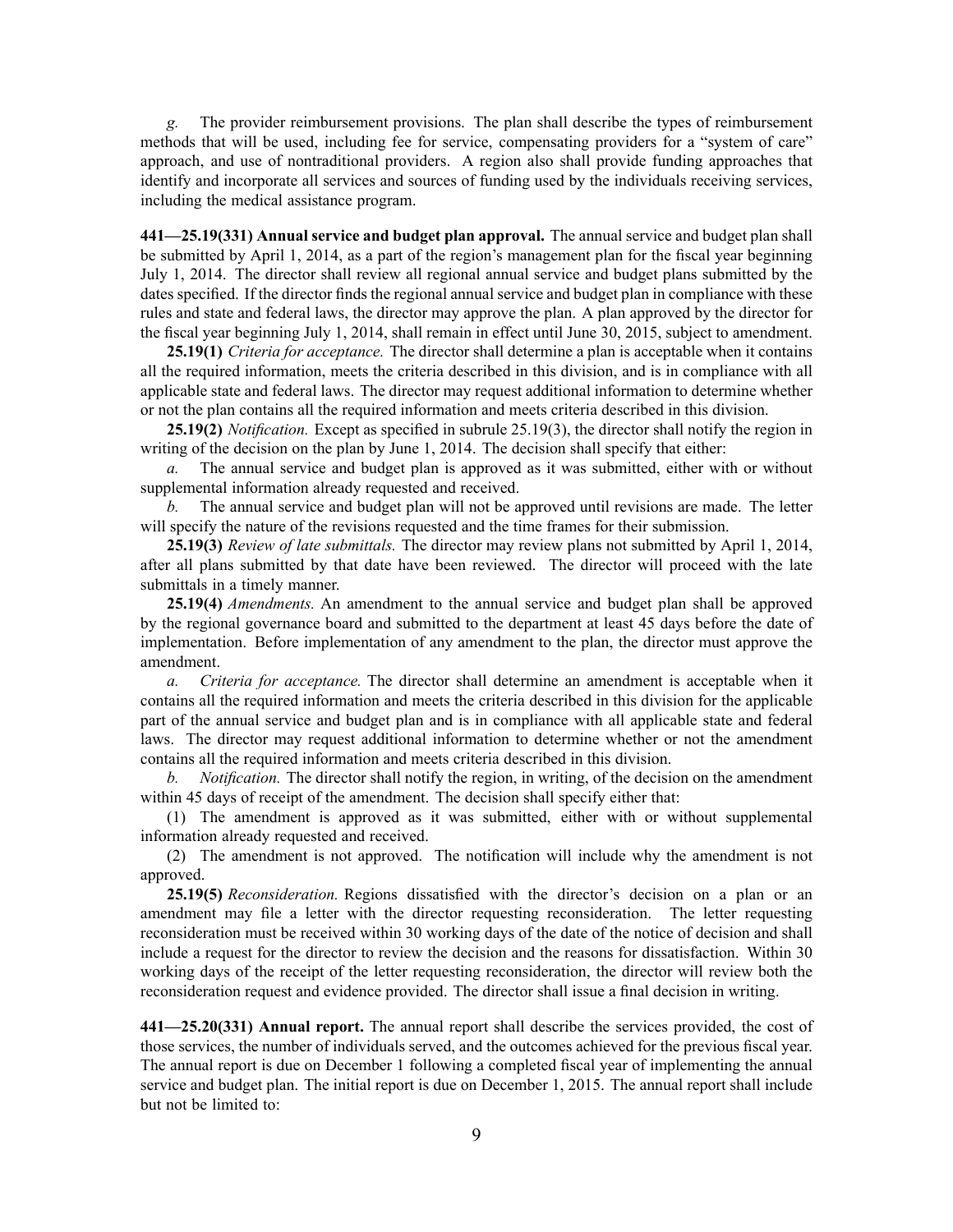*g.* The provider reimbursement provisions. The plan shall describe the types of reimbursement methods that will be used, including fee for service, compensating providers for a "system of care" approach, and use of nontraditional providers. A region also shall provide funding approaches that identify and incorporate all services and sources of funding used by the individuals receiving services, including the medical assistance program.

**441—25.19(331) Annual service and budget plan approval.** The annual service and budget plan shall be submitted by April 1, 2014, as a part of the region's management plan for the fiscal year beginning July 1, 2014. The director shall review all regional annual service and budget plans submitted by the dates specified. If the director finds the regional annual service and budget plan in compliance with these rules and state and federal laws, the director may approve the plan. A plan approved by the director for the fiscal year beginning July 1, 2014, shall remain in effect until June 30, 2015, subject to amendment.

**25.19(1)** *Criteria for acceptance.* The director shall determine a plan is acceptable when it contains all the required information, meets the criteria described in this division, and is in compliance with all applicable state and federal laws. The director may request additional information to determine whether or not the plan contains all the required information and meets criteria described in this division.

**25.19(2)** *Notification.* Except as specified in subrule 25.19(3), the director shall notify the region in writing of the decision on the plan by June 1, 2014. The decision shall specify that either:

*a.* The annual service and budget plan is approved as it was submitted, either with or without supplemental information already requested and received.

*b.* The annual service and budget plan will not be approved until revisions are made. The letter will specify the nature of the revisions requested and the time frames for their submission.

**25.19(3)** *Review of late submittals.* The director may review plans not submitted by April 1, 2014, after all plans submitted by that date have been reviewed. The director will proceed with the late submittals in a timely manner.

**25.19(4)** *Amendments.* An amendment to the annual service and budget plan shall be approved by the regional governance board and submitted to the department at least 45 days before the date of implementation. Before implementation of any amendment to the plan, the director must approve the amendment.

*a.* *Criteria for acceptance.* The director shall determine an amendment is acceptable when it contains all the required information and meets the criteria described in this division for the applicable part of the annual service and budget plan and is in compliance with all applicable state and federal laws. The director may request additional information to determine whether or not the amendment contains all the required information and meets criteria described in this division.

*b.* *Notification.* The director shall notify the region, in writing, of the decision on the amendment within 45 days of receipt of the amendment. The decision shall specify either that:

(1) The amendment is approved as it was submitted, either with or without supplemental information already requested and received.

(2) The amendment is not approved. The notification will include why the amendment is not approved.

**25.19(5)** *Reconsideration.* Regions dissatisfied with the director's decision on a plan or an amendment may file a letter with the director requesting reconsideration. The letter requesting reconsideration must be received within 30 working days of the date of the notice of decision and shall include a request for the director to review the decision and the reasons for dissatisfaction. Within 30 working days of the receipt of the letter requesting reconsideration, the director will review both the reconsideration request and evidence provided. The director shall issue a final decision in writing.

**441—25.20(331) Annual report.** The annual report shall describe the services provided, the cost of those services, the number of individuals served, and the outcomes achieved for the previous fiscal year. The annual report is due on December 1 following a completed fiscal year of implementing the annual service and budget plan. The initial report is due on December 1, 2015. The annual report shall include but not be limited to: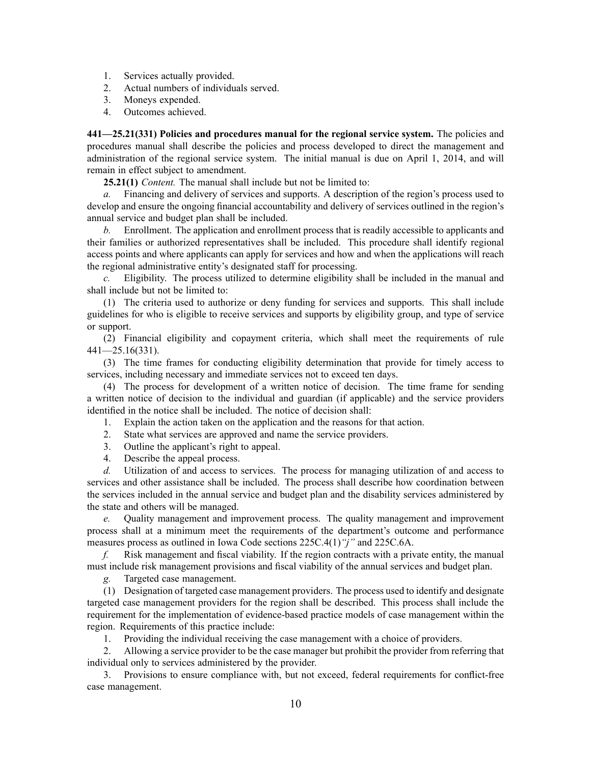1. Services actually provided.
2. Actual numbers of individuals served.
3. Moneys expended.
4. Outcomes achieved.

**441—25.21(331) Policies and procedures manual for the regional service system.** The policies and procedures manual shall describe the policies and process developed to direct the management and administration of the regional service system. The initial manual is due on April 1, 2014, and will remain in effect subject to amendment.

**25.21(1)** *Content.* The manual shall include but not be limited to:

*a.* Financing and delivery of services and supports. A description of the region's process used to develop and ensure the ongoing financial accountability and delivery of services outlined in the region's annual service and budget plan shall be included.

*b.* Enrollment. The application and enrollment process that is readily accessible to applicants and their families or authorized representatives shall be included. This procedure shall identify regional access points and where applicants can apply for services and how and when the applications will reach the regional administrative entity's designated staff for processing.

*c.* Eligibility. The process utilized to determine eligibility shall be included in the manual and shall include but not be limited to:

(1) The criteria used to authorize or deny funding for services and supports. This shall include guidelines for who is eligible to receive services and supports by eligibility group, and type of service or support.

(2) Financial eligibility and copayment criteria, which shall meet the requirements of rule 441—25.16(331).

(3) The time frames for conducting eligibility determination that provide for timely access to services, including necessary and immediate services not to exceed ten days.

(4) The process for development of a written notice of decision. The time frame for sending a written notice of decision to the individual and guardian (if applicable) and the service providers identified in the notice shall be included. The notice of decision shall:

1. Explain the action taken on the application and the reasons for that action.
2. State what services are approved and name the service providers.
3. Outline the applicant's right to appeal.
4. Describe the appeal process.

*d.* Utilization of and access to services. The process for managing utilization of and access to services and other assistance shall be included. The process shall describe how coordination between the services included in the annual service and budget plan and the disability services administered by the state and others will be managed.

*e.* Quality management and improvement process. The quality management and improvement process shall at a minimum meet the requirements of the department's outcome and performance measures process as outlined in Iowa Code sections 225C.4(1)*"j"* and 225C.6A.

*f.* Risk management and fiscal viability. If the region contracts with a private entity, the manual must include risk management provisions and fiscal viability of the annual services and budget plan.

*g.* Targeted case management.

(1) Designation of targeted case management providers. The process used to identify and designate targeted case management providers for the region shall be described. This process shall include the requirement for the implementation of evidence-based practice models of case management within the region. Requirements of this practice include:

1. Providing the individual receiving the case management with a choice of providers.
2. Allowing a service provider to be the case manager but prohibit the provider from referring that individual only to services administered by the provider.
3. Provisions to ensure compliance with, but not exceed, federal requirements for conflict-free case management.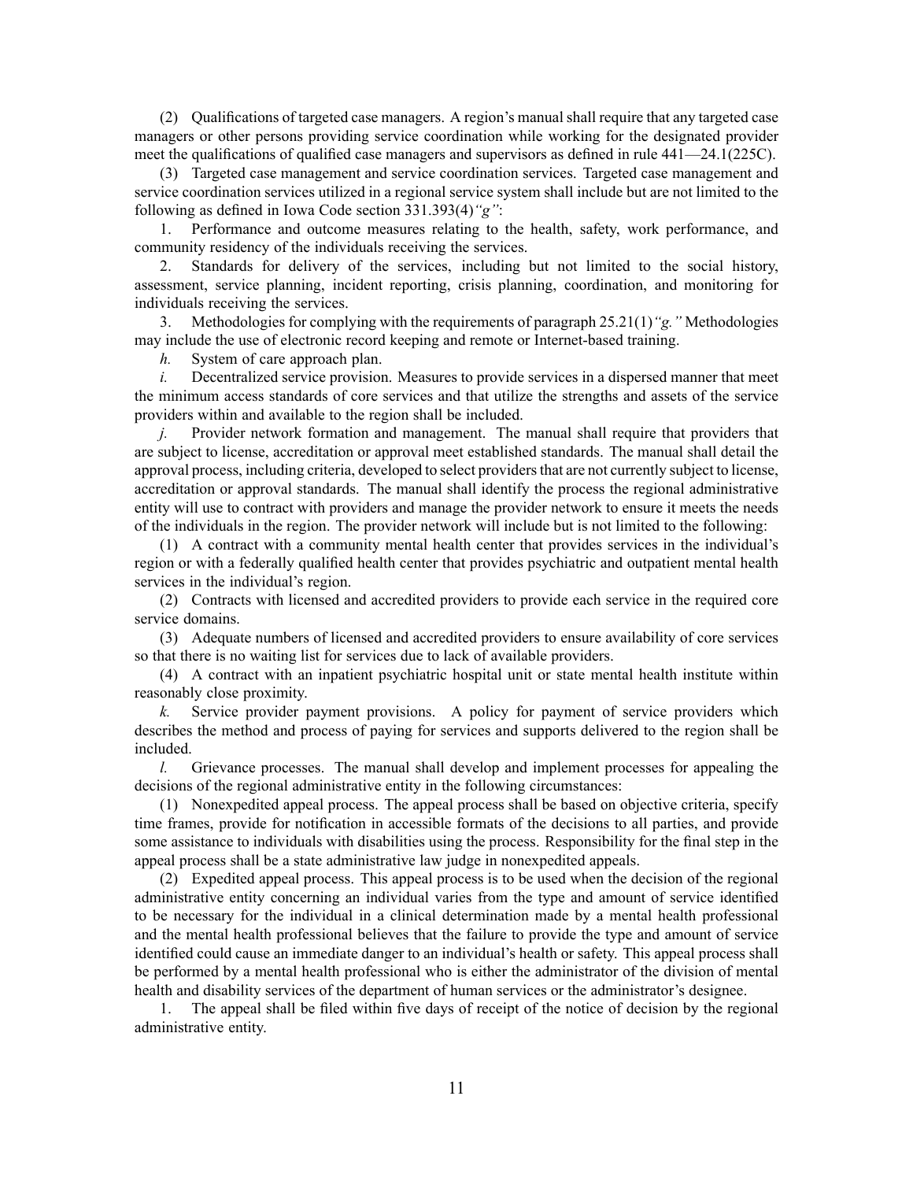(2) Qualifications of targeted case managers. A region's manual shall require that any targeted case managers or other persons providing service coordination while working for the designated provider meet the qualifications of qualified case managers and supervisors as defined in rule 441—24.1(225C).

(3) Targeted case management and service coordination services. Targeted case management and service coordination services utilized in a regional service system shall include but are not limited to the following as defined in Iowa Code section 331.393(4)*"g"*:

1. Performance and outcome measures relating to the health, safety, work performance, and community residency of the individuals receiving the services.

2. Standards for delivery of the services, including but not limited to the social history, assessment, service planning, incident reporting, crisis planning, coordination, and monitoring for individuals receiving the services.

3. Methodologies for complying with the requirements of paragraph 25.21(1)*"g."* Methodologies may include the use of electronic record keeping and remote or Internet-based training.

*h.* System of care approach plan.

*i.* Decentralized service provision. Measures to provide services in a dispersed manner that meet the minimum access standards of core services and that utilize the strengths and assets of the service providers within and available to the region shall be included.

*j.* Provider network formation and management. The manual shall require that providers that are subject to license, accreditation or approval meet established standards. The manual shall detail the approval process, including criteria, developed to select providers that are not currently subject to license, accreditation or approval standards. The manual shall identify the process the regional administrative entity will use to contract with providers and manage the provider network to ensure it meets the needs of the individuals in the region. The provider network will include but is not limited to the following:

(1) A contract with a community mental health center that provides services in the individual's region or with a federally qualified health center that provides psychiatric and outpatient mental health services in the individual's region.

(2) Contracts with licensed and accredited providers to provide each service in the required core service domains.

(3) Adequate numbers of licensed and accredited providers to ensure availability of core services so that there is no waiting list for services due to lack of available providers.

(4) A contract with an inpatient psychiatric hospital unit or state mental health institute within reasonably close proximity.

*k.* Service provider payment provisions. A policy for payment of service providers which describes the method and process of paying for services and supports delivered to the region shall be included.

*l.* Grievance processes. The manual shall develop and implement processes for appealing the decisions of the regional administrative entity in the following circumstances:

(1) Nonexpedited appeal process. The appeal process shall be based on objective criteria, specify time frames, provide for notification in accessible formats of the decisions to all parties, and provide some assistance to individuals with disabilities using the process. Responsibility for the final step in the appeal process shall be a state administrative law judge in nonexpedited appeals.

(2) Expedited appeal process. This appeal process is to be used when the decision of the regional administrative entity concerning an individual varies from the type and amount of service identified to be necessary for the individual in a clinical determination made by a mental health professional and the mental health professional believes that the failure to provide the type and amount of service identified could cause an immediate danger to an individual's health or safety. This appeal process shall be performed by a mental health professional who is either the administrator of the division of mental health and disability services of the department of human services or the administrator's designee.

1. The appeal shall be filed within five days of receipt of the notice of decision by the regional administrative entity.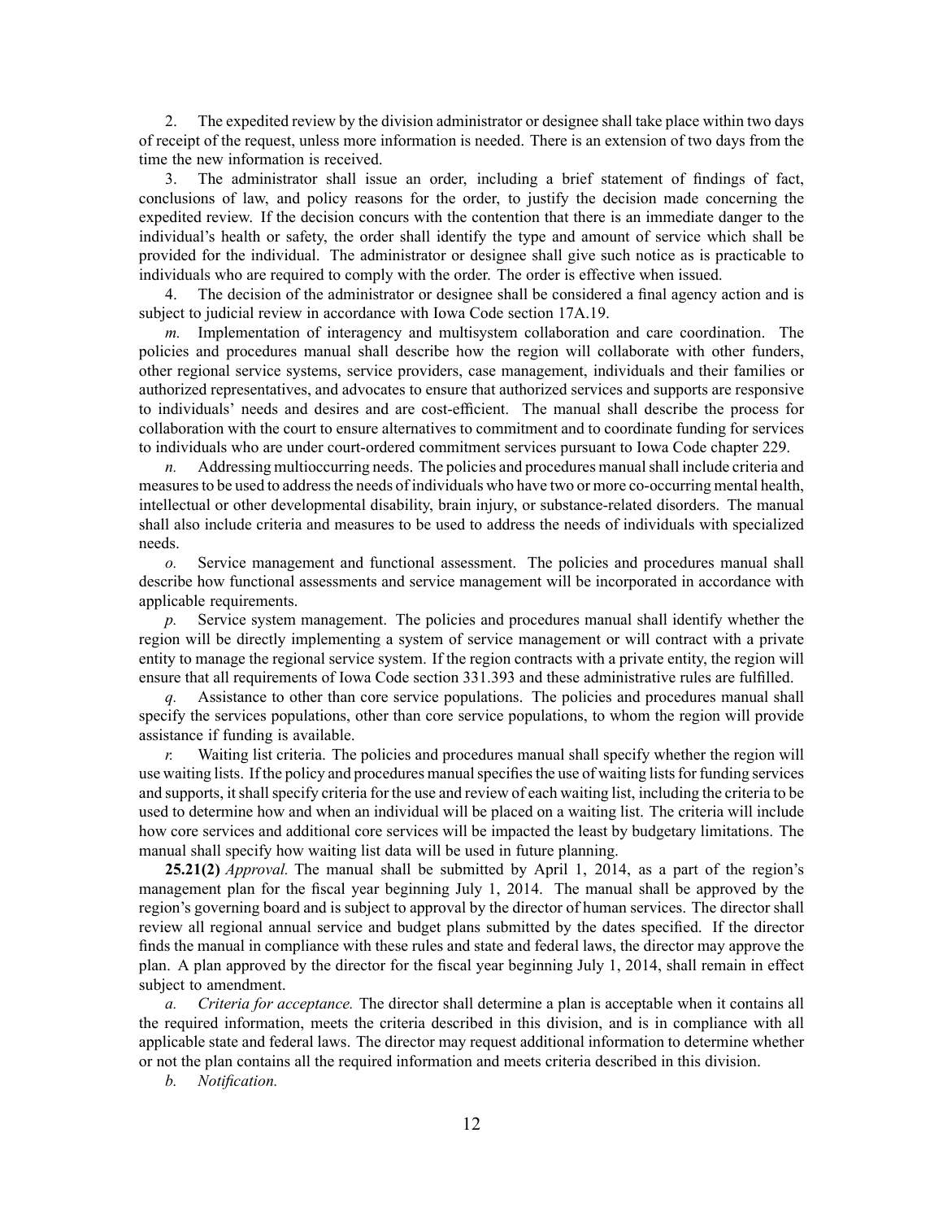2. The expedited review by the division administrator or designee shall take place within two days of receipt of the request, unless more information is needed. There is an extension of two days from the time the new information is received.

3. The administrator shall issue an order, including a brief statement of findings of fact, conclusions of law, and policy reasons for the order, to justify the decision made concerning the expedited review. If the decision concurs with the contention that there is an immediate danger to the individual's health or safety, the order shall identify the type and amount of service which shall be provided for the individual. The administrator or designee shall give such notice as is practicable to individuals who are required to comply with the order. The order is effective when issued.

4. The decision of the administrator or designee shall be considered a final agency action and is subject to judicial review in accordance with Iowa Code section 17A.19.

*m.* Implementation of interagency and multisystem collaboration and care coordination. The policies and procedures manual shall describe how the region will collaborate with other funders, other regional service systems, service providers, case management, individuals and their families or authorized representatives, and advocates to ensure that authorized services and supports are responsive to individuals' needs and desires and are cost-efficient. The manual shall describe the process for collaboration with the court to ensure alternatives to commitment and to coordinate funding for services to individuals who are under court-ordered commitment services pursuant to Iowa Code chapter 229.

*n.* Addressing multioccurring needs. The policies and procedures manual shall include criteria and measures to be used to address the needs of individuals who have two or more co-occurring mental health, intellectual or other developmental disability, brain injury, or substance-related disorders. The manual shall also include criteria and measures to be used to address the needs of individuals with specialized needs.

*o.* Service management and functional assessment. The policies and procedures manual shall describe how functional assessments and service management will be incorporated in accordance with applicable requirements.

*p.* Service system management. The policies and procedures manual shall identify whether the region will be directly implementing a system of service management or will contract with a private entity to manage the regional service system. If the region contracts with a private entity, the region will ensure that all requirements of Iowa Code section 331.393 and these administrative rules are fulfilled.

*q.* Assistance to other than core service populations. The policies and procedures manual shall specify the services populations, other than core service populations, to whom the region will provide assistance if funding is available.

*r.* Waiting list criteria. The policies and procedures manual shall specify whether the region will use waiting lists. If the policy and procedures manual specifies the use of waiting lists for funding services and supports, it shall specify criteria for the use and review of each waiting list, including the criteria to be used to determine how and when an individual will be placed on a waiting list. The criteria will include how core services and additional core services will be impacted the least by budgetary limitations. The manual shall specify how waiting list data will be used in future planning.

**25.21(2)** *Approval.* The manual shall be submitted by April 1, 2014, as a part of the region's management plan for the fiscal year beginning July 1, 2014. The manual shall be approved by the region's governing board and is subject to approval by the director of human services. The director shall review all regional annual service and budget plans submitted by the dates specified. If the director finds the manual in compliance with these rules and state and federal laws, the director may approve the plan. A plan approved by the director for the fiscal year beginning July 1, 2014, shall remain in effect subject to amendment.

*a.* *Criteria for acceptance.* The director shall determine a plan is acceptable when it contains all the required information, meets the criteria described in this division, and is in compliance with all applicable state and federal laws. The director may request additional information to determine whether or not the plan contains all the required information and meets criteria described in this division.

*b.* *Notification.*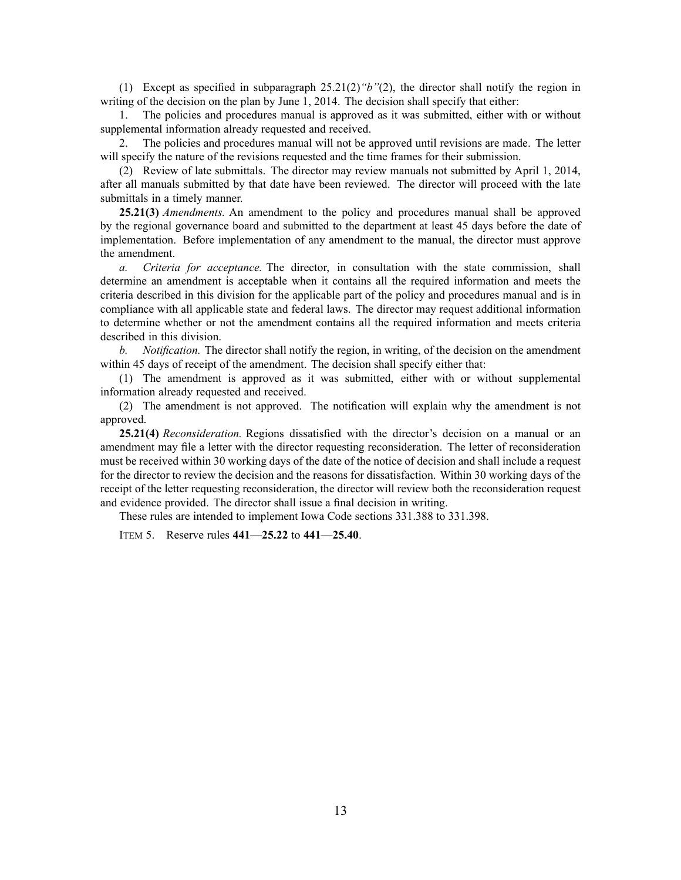(1) Except as specified in subparagraph 25.21(2)*"b"*(2), the director shall notify the region in writing of the decision on the plan by June 1, 2014. The decision shall specify that either:

1. The policies and procedures manual is approved as it was submitted, either with or without supplemental information already requested and received.

2. The policies and procedures manual will not be approved until revisions are made. The letter will specify the nature of the revisions requested and the time frames for their submission.

(2) Review of late submittals. The director may review manuals not submitted by April 1, 2014, after all manuals submitted by that date have been reviewed. The director will proceed with the late submittals in a timely manner.

**25.21(3)** *Amendments.* An amendment to the policy and procedures manual shall be approved by the regional governance board and submitted to the department at least 45 days before the date of implementation. Before implementation of any amendment to the manual, the director must approve the amendment.

*a. Criteria for acceptance.* The director, in consultation with the state commission, shall determine an amendment is acceptable when it contains all the required information and meets the criteria described in this division for the applicable part of the policy and procedures manual and is in compliance with all applicable state and federal laws. The director may request additional information to determine whether or not the amendment contains all the required information and meets criteria described in this division.

*b. Notification.* The director shall notify the region, in writing, of the decision on the amendment within 45 days of receipt of the amendment. The decision shall specify either that:

(1) The amendment is approved as it was submitted, either with or without supplemental information already requested and received.

(2) The amendment is not approved. The notification will explain why the amendment is not approved.

**25.21(4)** *Reconsideration.* Regions dissatisfied with the director's decision on a manual or an amendment may file a letter with the director requesting reconsideration. The letter of reconsideration must be received within 30 working days of the date of the notice of decision and shall include a request for the director to review the decision and the reasons for dissatisfaction. Within 30 working days of the receipt of the letter requesting reconsideration, the director will review both the reconsideration request and evidence provided. The director shall issue a final decision in writing.

These rules are intended to implement Iowa Code sections 331.388 to 331.398.

ITEM 5. Reserve rules **441—25.22** to **441—25.40**.